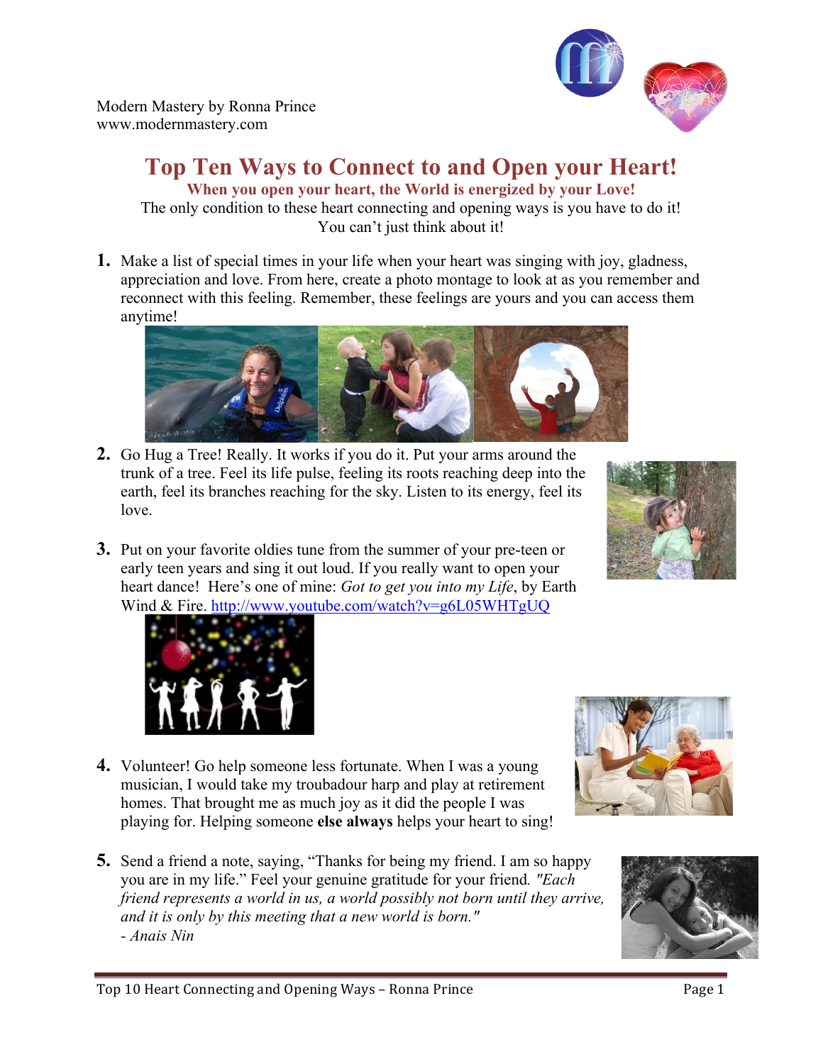Modern Mastery by Ronna Prince
www.modernmastery.com

# Top Ten Ways to Connect to and Open your Heart!

**When you open your heart, the World is energized by your Love!**

The only condition to these heart connecting and opening ways is you have to do it! You can't just think about it!

1. Make a list of special times in your life when your heart was singing with joy, gladness, appreciation and love. From here, create a photo montage to look at as you remember and reconnect with this feeling. Remember, these feelings are yours and you can access them anytime!

2. Go Hug a Tree! Really. It works if you do it. Put your arms around the trunk of a tree. Feel its life pulse, feeling its roots reaching deep into the earth, feel its branches reaching for the sky. Listen to its energy, feel its love.

3. Put on your favorite oldies tune from the summer of your pre-teen or early teen years and sing it out loud. If you really want to open your heart dance! Here's one of mine: *Got to get you into my Life*, by Earth Wind & Fire. http://www.youtube.com/watch?v=g6L05WHTgUQ

4. Volunteer! Go help someone less fortunate. When I was a young musician, I would take my troubadour harp and play at retirement homes. That brought me as much joy as it did the people I was playing for. Helping someone **else always** helps your heart to sing!

5. Send a friend a note, saying, "Thanks for being my friend. I am so happy you are in my life." Feel your genuine gratitude for your friend. *"Each friend represents a world in us, a world possibly not born until they arrive, and it is only by this meeting that a new world is born."*
   *- Anais Nin*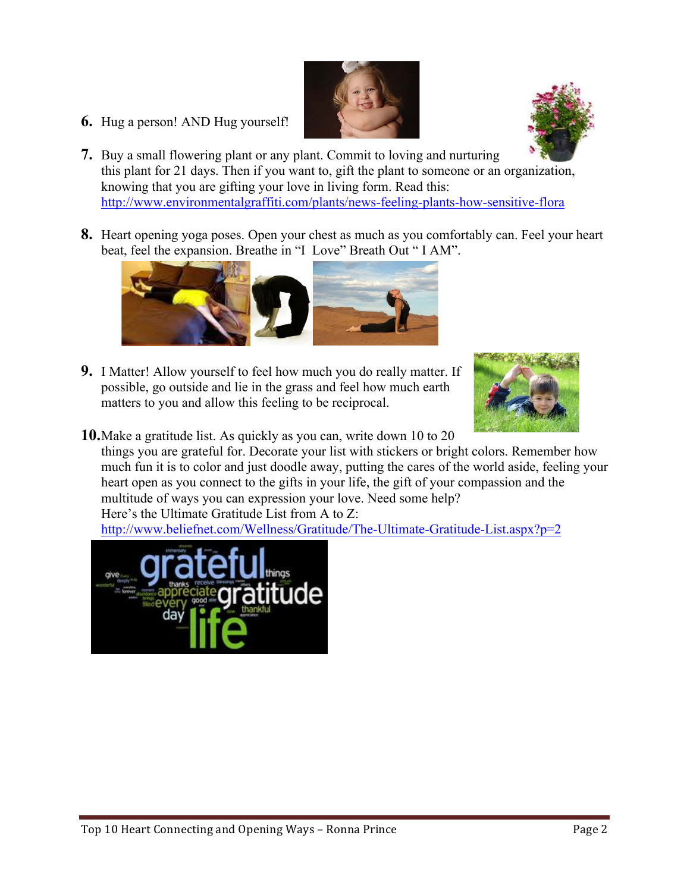6. Hug a person! AND Hug yourself!

7. Buy a small flowering plant or any plant. Commit to loving and nurturing this plant for 21 days. Then if you want to, gift the plant to someone or an organization, knowing that you are gifting your love in living form. Read this: http://www.environmentalgraffiti.com/plants/news-feeling-plants-how-sensitive-flora

8. Heart opening yoga poses. Open your chest as much as you comfortably can. Feel your heart beat, feel the expansion. Breathe in "I Love" Breath Out " I AM".

9. I Matter! Allow yourself to feel how much you do really matter. If possible, go outside and lie in the grass and feel how much earth matters to you and allow this feeling to be reciprocal.

10. Make a gratitude list. As quickly as you can, write down 10 to 20 things you are grateful for. Decorate your list with stickers or bright colors. Remember how much fun it is to color and just doodle away, putting the cares of the world aside, feeling your heart open as you connect to the gifts in your life, the gift of your compassion and the multitude of ways you can expression your love. Need some help? Here's the Ultimate Gratitude List from A to Z: http://www.beliefnet.com/Wellness/Gratitude/The-Ultimate-Gratitude-List.aspx?p=2